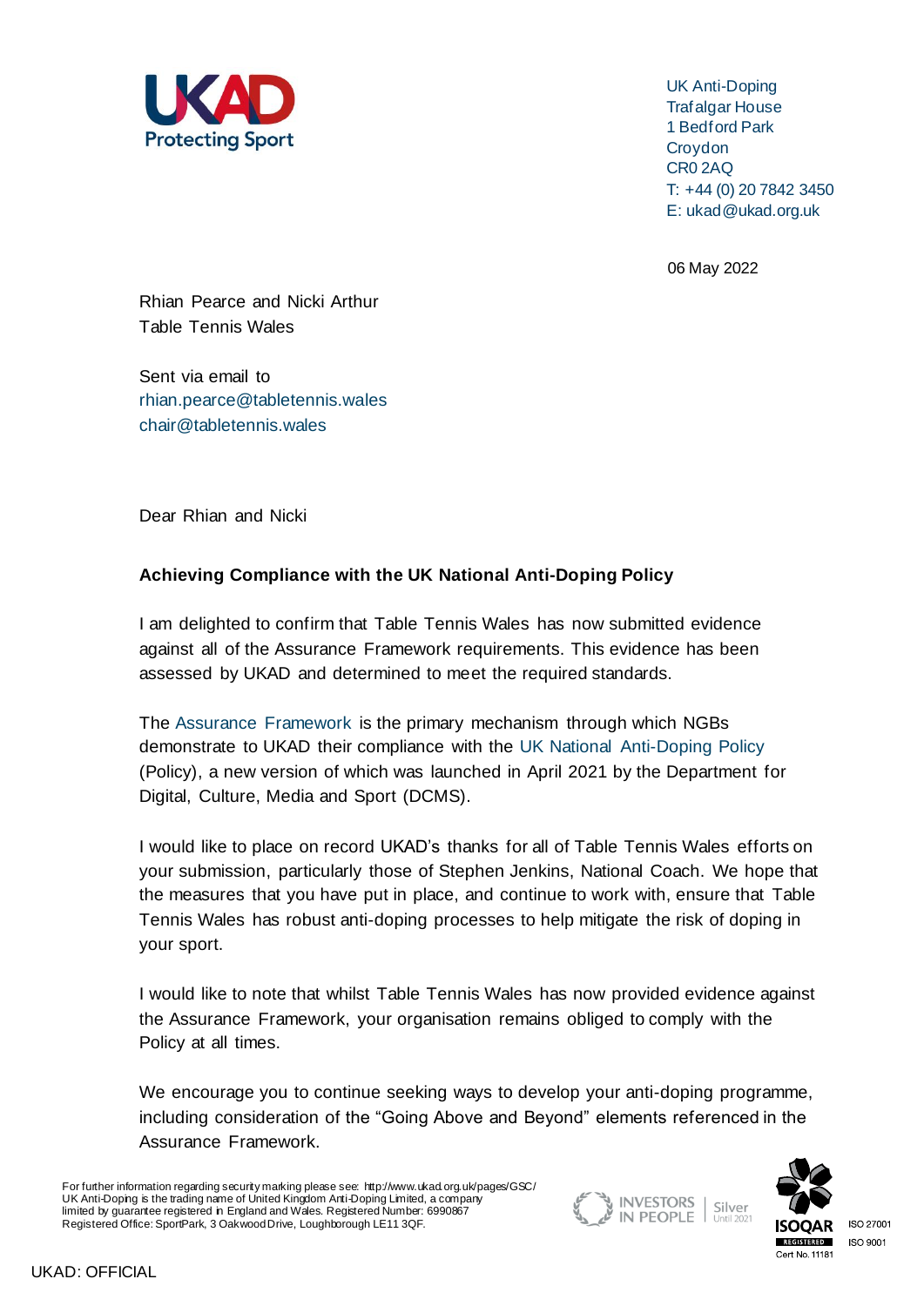UKAD
Protecting Sport

UK Anti-Doping
Trafalgar House
1 Bedford Park
Croydon
CR0 2AQ
T: +44 (0) 20 7842 3450
E: ukad@ukad.org.uk

06 May 2022

Rhian Pearce and Nicki Arthur
Table Tennis Wales

Sent via email to
rhian.pearce@tabletennis.wales
chair@tabletennis.wales

Dear Rhian and Nicki

**Achieving Compliance with the UK National Anti-Doping Policy**

I am delighted to confirm that Table Tennis Wales has now submitted evidence against all of the Assurance Framework requirements. This evidence has been assessed by UKAD and determined to meet the required standards.

The Assurance Framework is the primary mechanism through which NGBs demonstrate to UKAD their compliance with the UK National Anti-Doping Policy (Policy), a new version of which was launched in April 2021 by the Department for Digital, Culture, Media and Sport (DCMS).

I would like to place on record UKAD's thanks for all of Table Tennis Wales efforts on your submission, particularly those of Stephen Jenkins, National Coach. We hope that the measures that you have put in place, and continue to work with, ensure that Table Tennis Wales has robust anti-doping processes to help mitigate the risk of doping in your sport.

I would like to note that whilst Table Tennis Wales has now provided evidence against the Assurance Framework, your organisation remains obliged to comply with the Policy at all times.

We encourage you to continue seeking ways to develop your anti-doping programme, including consideration of the "Going Above and Beyond" elements referenced in the Assurance Framework.

For further information regarding security marking please see: http://www.ukad.org.uk/pages/GSC/
UK Anti-Doping is the trading name of United Kingdom Anti-Doping Limited, a company limited by guarantee registered in England and Wales. Registered Number: 6990867
Registered Office: SportPark, 3 Oakwood Drive, Loughborough LE11 3QF.

INVESTORS IN PEOPLE | Silver Until 2021

ISOQAR REGISTERED Cert No. 11181 | ISO 27001 | ISO 9001

UKAD: OFFICIAL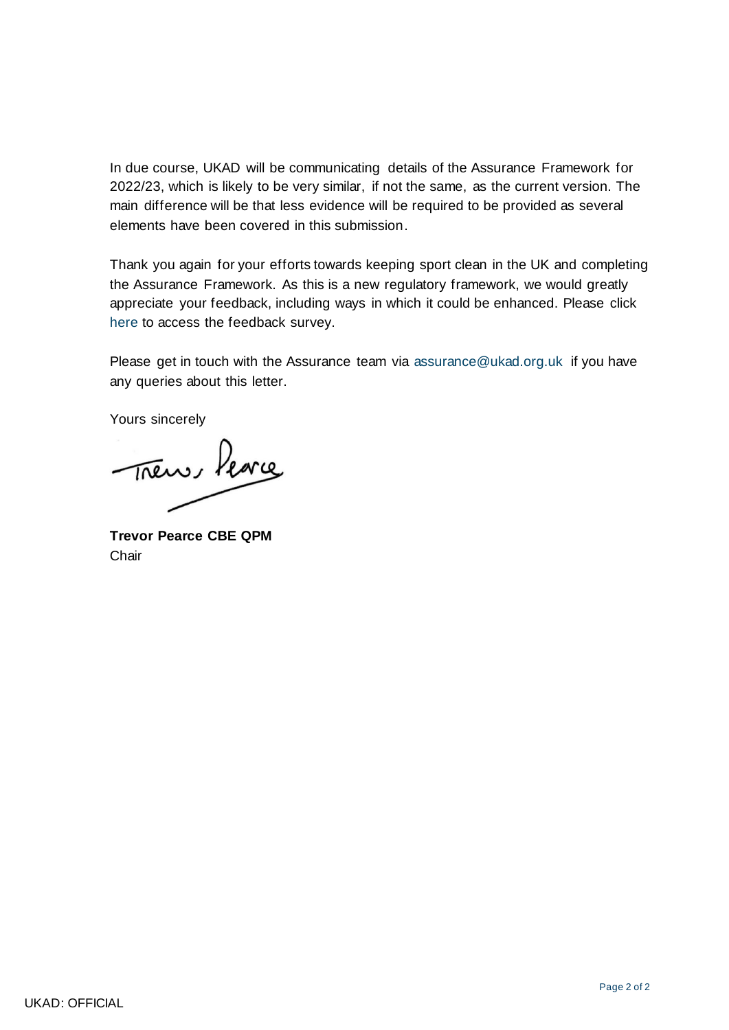In due course, UKAD will be communicating details of the Assurance Framework for 2022/23, which is likely to be very similar, if not the same, as the current version. The main difference will be that less evidence will be required to be provided as several elements have been covered in this submission.

Thank you again for your efforts towards keeping sport clean in the UK and completing the Assurance Framework. As this is a new regulatory framework, we would greatly appreciate your feedback, including ways in which it could be enhanced. Please click here to access the feedback survey.

Please get in touch with the Assurance team via assurance@ukad.org.uk if you have any queries about this letter.

Yours sincerely

**Trevor Pearce CBE QPM**
Chair

UKAD: OFFICIAL